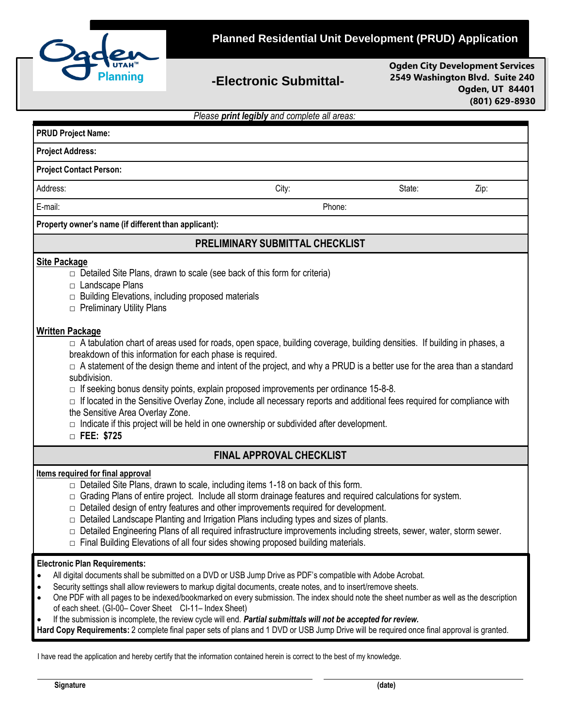# Planned Residential Unit Development (PRUD) Application

## -Electronic Submittal-

**Ogden City Development Services**
**2549 Washington Blvd. Suite 240**
**Ogden, UT 84401**
**(801) 629-8930**

*Please **print legibly** and complete all areas:*

**PRUD Project Name:**

**Project Address:**

**Project Contact Person:**

Address: City: State: Zip:

E-mail: Phone:

**Property owner's name (if different than applicant):**

## PRELIMINARY SUBMITTAL CHECKLIST

**Site Package**

- □ Detailed Site Plans, drawn to scale (see back of this form for criteria)
- □ Landscape Plans
- □ Building Elevations, including proposed materials
- □ Preliminary Utility Plans

**Written Package**

- □ A tabulation chart of areas used for roads, open space, building coverage, building densities. If building in phases, a breakdown of this information for each phase is required.
- □ A statement of the design theme and intent of the project, and why a PRUD is a better use for the area than a standard subdivision.
- □ If seeking bonus density points, explain proposed improvements per ordinance 15-8-8.
- □ If located in the Sensitive Overlay Zone, include all necessary reports and additional fees required for compliance with the Sensitive Area Overlay Zone.
- □ Indicate if this project will be held in one ownership or subdivided after development.
- □ **FEE: $725**

## FINAL APPROVAL CHECKLIST

**Items required for final approval**

- □ Detailed Site Plans, drawn to scale, including items 1-18 on back of this form.
- □ Grading Plans of entire project. Include all storm drainage features and required calculations for system.
- □ Detailed design of entry features and other improvements required for development.
- □ Detailed Landscape Planting and Irrigation Plans including types and sizes of plants.
- □ Detailed Engineering Plans of all required infrastructure improvements including streets, sewer, water, storm sewer.
- □ Final Building Elevations of all four sides showing proposed building materials.

**Electronic Plan Requirements:**

- All digital documents shall be submitted on a DVD or USB Jump Drive as PDF's compatible with Adobe Acrobat.
- Security settings shall allow reviewers to markup digital documents, create notes, and to insert/remove sheets.
- One PDF with all pages to be indexed/bookmarked on every submission. The index should note the sheet number as well as the description of each sheet. (GI-00– Cover Sheet CI-11– Index Sheet)
- If the submission is incomplete, the review cycle will end. ***Partial submittals will not be accepted for review.***

**Hard Copy Requirements:** 2 complete final paper sets of plans and 1 DVD or USB Jump Drive will be required once final approval is granted.

I have read the application and hereby certify that the information contained herein is correct to the best of my knowledge.

**Signature** **(date)**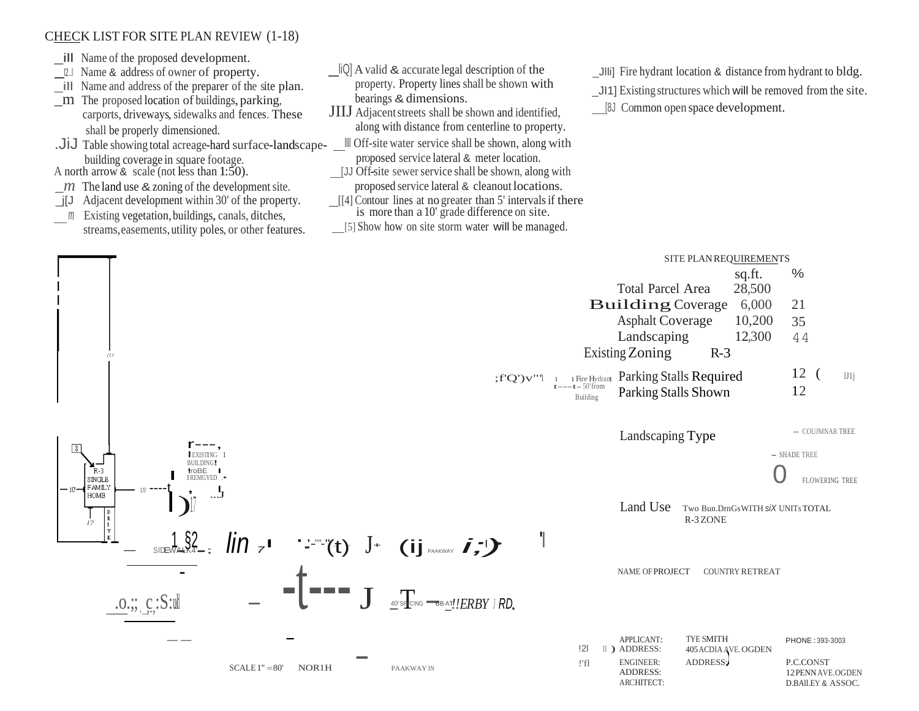# CHECK LIST FOR SITE PLAN REVIEW (1-18)

- Name of the proposed development.
- Name & address of owner of property.
- Name and address of the preparer of the site plan.
- The proposed location of buildings, parking, carports, driveways, sidewalks and fences. These shall be properly dimensioned.
- Table showing total acreage-hard surface-landscape-building coverage in square footage.
- A north arrow & scale (not less than 1:50).
- The land use & zoning of the development site.
- Adjacent development within 30' of the property.
- Existing vegetation, buildings, canals, ditches, streams, easements, utility poles, or other features.
- A valid & accurate legal description of the property. Property lines shall be shown with bearings & dimensions.
- Adjacent streets shall be shown and identified, along with distance from centerline to property.
- Off-site water service shall be shown, along with proposed service lateral & meter location.
- Off-site sewer service shall be shown, along with proposed service lateral & cleanout locations.
- Contour lines at no greater than 5' intervals if there is more than a 10' grade difference on site.
- Show how on site storm water will be managed.
- Fire hydrant location & distance from hydrant to bldg.
- Existing structures which will be removed from the site.
- Common open space development.

EXISTING BUILDING TO BE REMOVED

R-3 SINGLE FAMILY HOME

10' 15'

DRIVE

SIDEWALK

40' SPACING

DERBY RD.

PARKWAY

Fire Hydrant 50' from Building

SCALE 1" = 80' NORTH

## SITE PLAN REQUIREMENTS

| | sq.ft. | % |
|---|---|---|
| Total Parcel Area | 28,500 | |
| Building Coverage | 6,000 | 21 |
| Asphalt Coverage | 10,200 | 35 |
| Landscaping | 12,300 | 44 |
| Existing Zoning | R-3 | |
| Parking Stalls Required | | 12 |
| Parking Stalls Shown | | 12 |

Landscaping Type

- COLUMNAR TREE
- SHADE TREE
- FLOWERING TREE

Land Use: Two BUILDINGS WITH SIX UNITS TOTAL R-3 ZONE

NAME OF PROJECT: COUNTRY RETREAT

| | | |
|---|---|---|
| APPLICANT: | TYE SMITH | PHONE: 393-3003 |
| ADDRESS: | 405 ACDIA AVE. OGDEN | |
| ENGINEER: | ADDRESS: | P.C. CONST |
| ADDRESS: | | 12 PENN AVE. OGDEN |
| ARCHITECT: | | D.BAILEY & ASSOC. |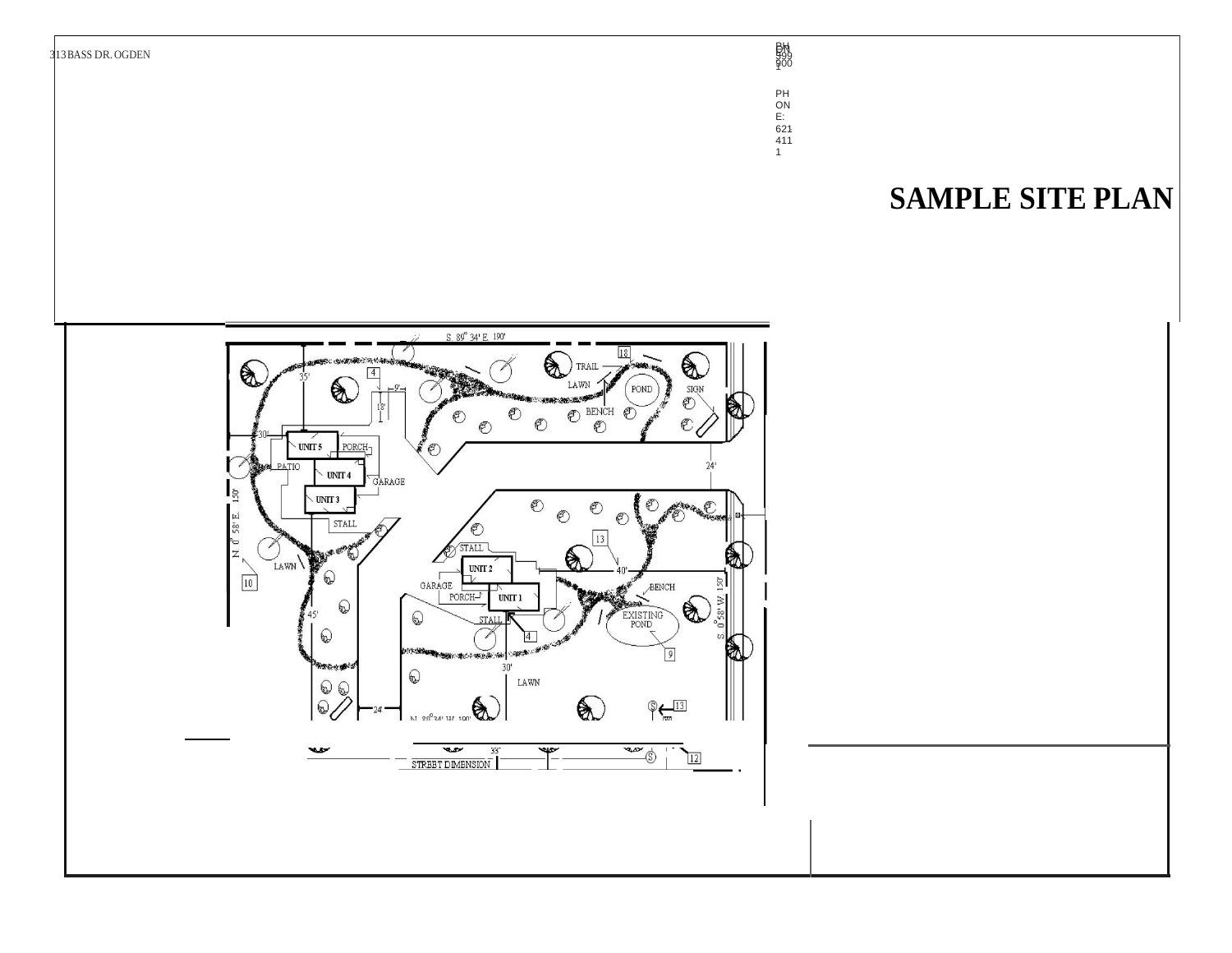313 BASS DR. OGDEN

PHONE: 999 9001

PHONE: 621 4111

# SAMPLE SITE PLAN

S. 89° 34' E. 190'

18

TRAIL

LAWN

POND

SIGN

BENCH

4

35'

9'

18'

30'

UNIT 5

PORCH

PATIO

UNIT 4

GARAGE

UNIT 3

STALL

N. 0° 58' E. 150'

24'

13

STALL

UNIT 2

40'

GARAGE

BENCH

PORCH

UNIT 1

LAWN

10

45'

STALL

EXISTING POND

S. 0° 58' W. 150'

4

9

30'

LAWN

13

24'

N. 89° 34' W. 190'

33'

STREET DIMENSION

12